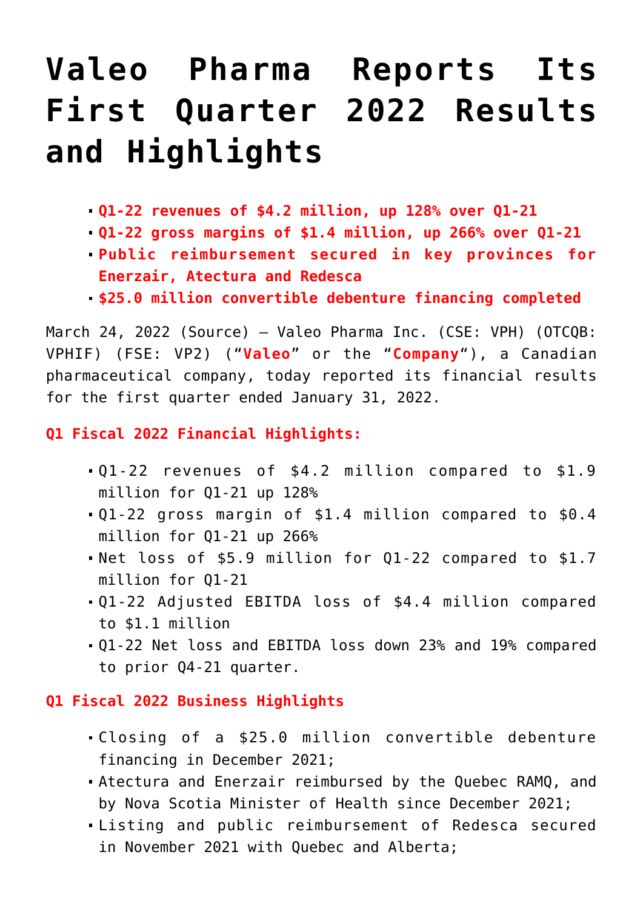# Valeo Pharma Reports Its First Quarter 2022 Results and Highlights

- **Q1-22 revenues of $4.2 million, up 128% over Q1-21**
- **Q1-22 gross margins of $1.4 million, up 266% over Q1-21**
- **Public reimbursement secured in key provinces for Enerzair, Atectura and Redesca**
- **$25.0 million convertible debenture financing completed**

March 24, 2022 (Source) – Valeo Pharma Inc. (CSE: VPH) (OTCQB: VPHIF) (FSE: VP2) ("**Valeo**" or the "**Company**"), a Canadian pharmaceutical company, today reported its financial results for the first quarter ended January 31, 2022.

**Q1 Fiscal 2022 Financial Highlights:**

- Q1-22 revenues of $4.2 million compared to $1.9 million for Q1-21 up 128%
- Q1-22 gross margin of $1.4 million compared to $0.4 million for Q1-21 up 266%
- Net loss of $5.9 million for Q1-22 compared to $1.7 million for Q1-21
- Q1-22 Adjusted EBITDA loss of $4.4 million compared to $1.1 million
- Q1-22 Net loss and EBITDA loss down 23% and 19% compared to prior Q4-21 quarter.

**Q1 Fiscal 2022 Business Highlights**

- Closing of a $25.0 million convertible debenture financing in December 2021;
- Atectura and Enerzair reimbursed by the Quebec RAMQ, and by Nova Scotia Minister of Health since December 2021;
- Listing and public reimbursement of Redesca secured in November 2021 with Quebec and Alberta;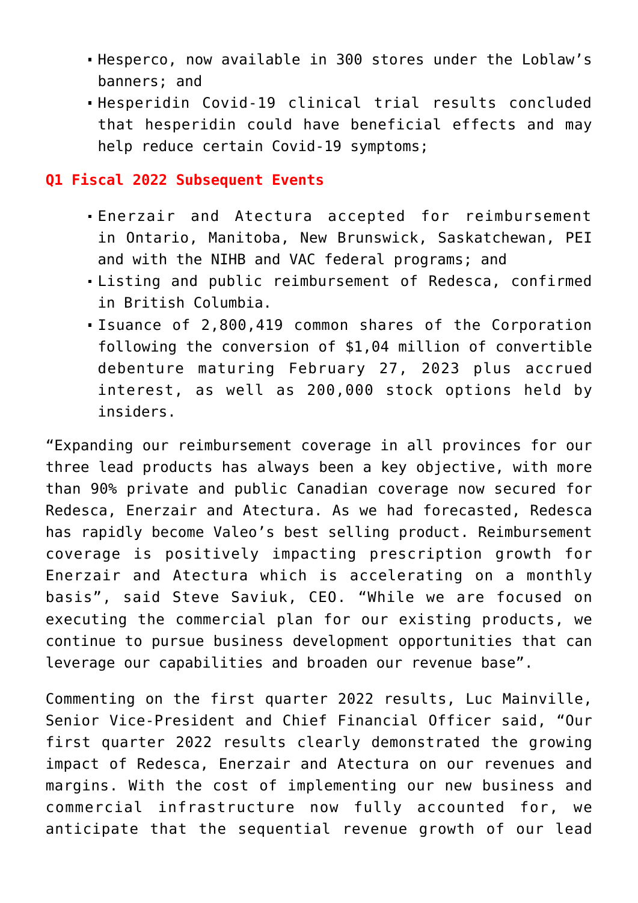- Hesperco, now available in 300 stores under the Loblaw's banners; and
- Hesperidin Covid-19 clinical trial results concluded that hesperidin could have beneficial effects and may help reduce certain Covid-19 symptoms;

**Q1 Fiscal 2022 Subsequent Events**

- Enerzair and Atectura accepted for reimbursement in Ontario, Manitoba, New Brunswick, Saskatchewan, PEI and with the NIHB and VAC federal programs; and
- Listing and public reimbursement of Redesca, confirmed in British Columbia.
- Isuance of 2,800,419 common shares of the Corporation following the conversion of $1,04 million of convertible debenture maturing February 27, 2023 plus accrued interest, as well as 200,000 stock options held by insiders.

"Expanding our reimbursement coverage in all provinces for our three lead products has always been a key objective, with more than 90% private and public Canadian coverage now secured for Redesca, Enerzair and Atectura. As we had forecasted, Redesca has rapidly become Valeo's best selling product. Reimbursement coverage is positively impacting prescription growth for Enerzair and Atectura which is accelerating on a monthly basis", said Steve Saviuk, CEO. "While we are focused on executing the commercial plan for our existing products, we continue to pursue business development opportunities that can leverage our capabilities and broaden our revenue base".

Commenting on the first quarter 2022 results, Luc Mainville, Senior Vice-President and Chief Financial Officer said, "Our first quarter 2022 results clearly demonstrated the growing impact of Redesca, Enerzair and Atectura on our revenues and margins. With the cost of implementing our new business and commercial infrastructure now fully accounted for, we anticipate that the sequential revenue growth of our lead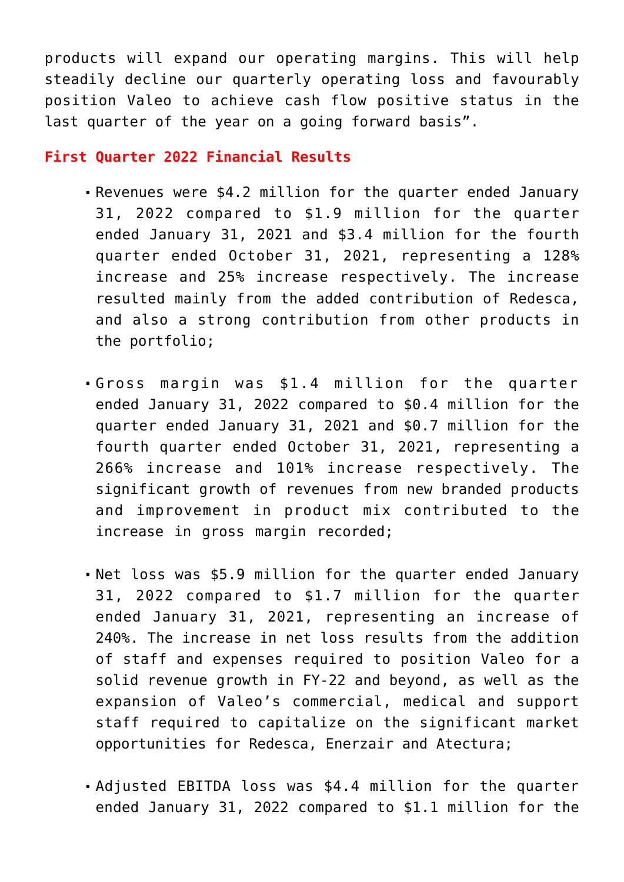products will expand our operating margins. This will help steadily decline our quarterly operating loss and favourably position Valeo to achieve cash flow positive status in the last quarter of the year on a going forward basis".

## First Quarter 2022 Financial Results

- Revenues were $4.2 million for the quarter ended January 31, 2022 compared to $1.9 million for the quarter ended January 31, 2021 and $3.4 million for the fourth quarter ended October 31, 2021, representing a 128% increase and 25% increase respectively. The increase resulted mainly from the added contribution of Redesca, and also a strong contribution from other products in the portfolio;

- Gross margin was $1.4 million for the quarter ended January 31, 2022 compared to $0.4 million for the quarter ended January 31, 2021 and $0.7 million for the fourth quarter ended October 31, 2021, representing a 266% increase and 101% increase respectively. The significant growth of revenues from new branded products and improvement in product mix contributed to the increase in gross margin recorded;

- Net loss was $5.9 million for the quarter ended January 31, 2022 compared to $1.7 million for the quarter ended January 31, 2021, representing an increase of 240%. The increase in net loss results from the addition of staff and expenses required to position Valeo for a solid revenue growth in FY-22 and beyond, as well as the expansion of Valeo's commercial, medical and support staff required to capitalize on the significant market opportunities for Redesca, Enerzair and Atectura;

- Adjusted EBITDA loss was $4.4 million for the quarter ended January 31, 2022 compared to $1.1 million for the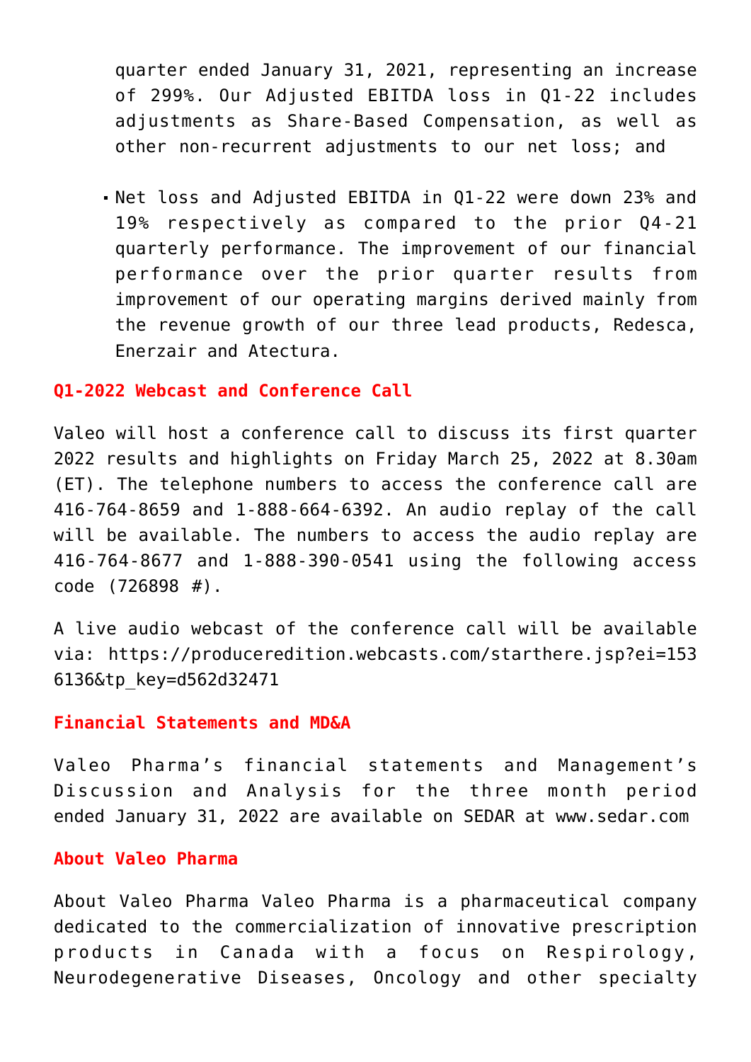quarter ended January 31, 2021, representing an increase of 299%. Our Adjusted EBITDA loss in Q1-22 includes adjustments as Share-Based Compensation, as well as other non-recurrent adjustments to our net loss; and

- Net loss and Adjusted EBITDA in Q1-22 were down 23% and 19% respectively as compared to the prior Q4-21 quarterly performance. The improvement of our financial performance over the prior quarter results from improvement of our operating margins derived mainly from the revenue growth of our three lead products, Redesca, Enerzair and Atectura.

## Q1-2022 Webcast and Conference Call

Valeo will host a conference call to discuss its first quarter 2022 results and highlights on Friday March 25, 2022 at 8.30am (ET). The telephone numbers to access the conference call are 416-764-8659 and 1-888-664-6392. An audio replay of the call will be available. The numbers to access the audio replay are 416-764-8677 and 1-888-390-0541 using the following access code (726898 #).

A live audio webcast of the conference call will be available via: https://produceredition.webcasts.com/starthere.jsp?ei=1536136&tp_key=d562d32471

## Financial Statements and MD&A

Valeo Pharma's financial statements and Management's Discussion and Analysis for the three month period ended January 31, 2022 are available on SEDAR at www.sedar.com

## About Valeo Pharma

About Valeo Pharma Valeo Pharma is a pharmaceutical company dedicated to the commercialization of innovative prescription products in Canada with a focus on Respirology, Neurodegenerative Diseases, Oncology and other specialty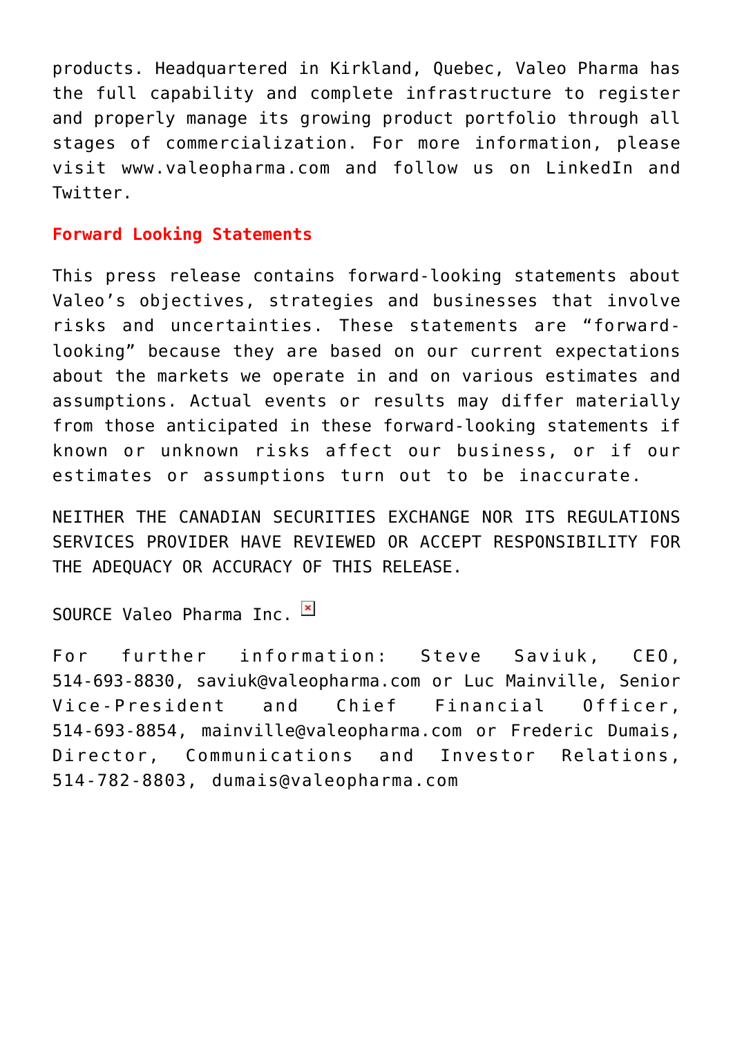products. Headquartered in Kirkland, Quebec, Valeo Pharma has the full capability and complete infrastructure to register and properly manage its growing product portfolio through all stages of commercialization. For more information, please visit www.valeopharma.com and follow us on LinkedIn and Twitter.

**Forward Looking Statements**

This press release contains forward-looking statements about Valeo's objectives, strategies and businesses that involve risks and uncertainties. These statements are "forward-looking" because they are based on our current expectations about the markets we operate in and on various estimates and assumptions. Actual events or results may differ materially from those anticipated in these forward-looking statements if known or unknown risks affect our business, or if our estimates or assumptions turn out to be inaccurate.

NEITHER THE CANADIAN SECURITIES EXCHANGE NOR ITS REGULATIONS SERVICES PROVIDER HAVE REVIEWED OR ACCEPT RESPONSIBILITY FOR THE ADEQUACY OR ACCURACY OF THIS RELEASE.

SOURCE Valeo Pharma Inc.

For further information: Steve Saviuk, CEO, 514-693-8830, saviuk@valeopharma.com or Luc Mainville, Senior Vice-President and Chief Financial Officer, 514-693-8854, mainville@valeopharma.com or Frederic Dumais, Director, Communications and Investor Relations, 514-782-8803, dumais@valeopharma.com